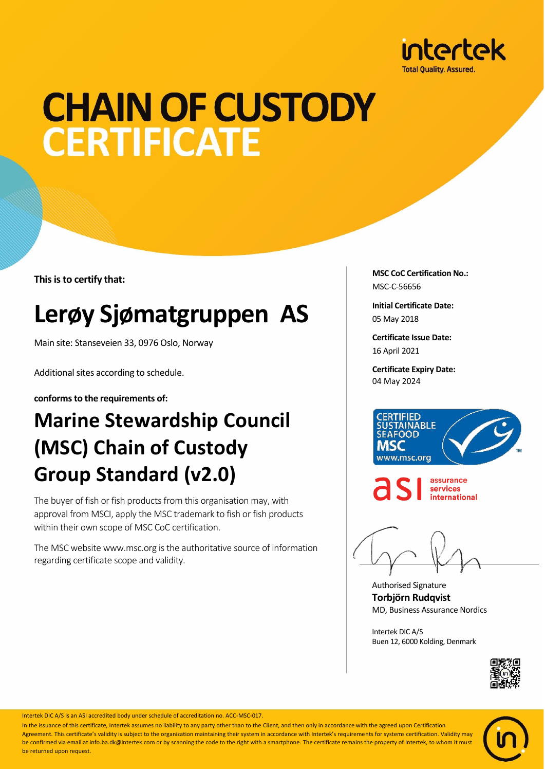intertek

Total Quality. Assured.

# CHAIN OF CUSTODY CERTIFICATE

**This is to certify that:**

## Lerøy Sjømatgruppen AS

Main site: Stanseveien 33, 0976 Oslo, Norway

Additional sites according to schedule.

**conforms to the requirements of:**

## Marine Stewardship Council (MSC) Chain of Custody Group Standard (v2.0)

The buyer of fish or fish products from this organisation may, with approval from MSCI, apply the MSC trademark to fish or fish products within their own scope of MSC CoC certification.

The MSC website www.msc.org is the authoritative source of information regarding certificate scope and validity.

**MSC CoC Certification No.:**
MSC-C-56656

**Initial Certificate Date:**
05 May 2018

**Certificate Issue Date:**
16 April 2021

**Certificate Expiry Date:**
04 May 2024

CERTIFIED SUSTAINABLE SEAFOOD MSC www.msc.org

asi assurance services international

Authorised Signature
**Torbjörn Rudqvist**
MD, Business Assurance Nordics

Intertek DIC A/S
Buen 12, 6000 Kolding, Denmark

Intertek DIC A/S is an ASI accredited body under schedule of accreditation no. ACC-MSC-017.

In the issuance of this certificate, Intertek assumes no liability to any party other than to the Client, and then only in accordance with the agreed upon Certification Agreement. This certificate's validity is subject to the organization maintaining their system in accordance with Intertek's requirements for systems certification. Validity may be confirmed via email at info.ba.dk@intertek.com or by scanning the code to the right with a smartphone. The certificate remains the property of Intertek, to whom it must be returned upon request.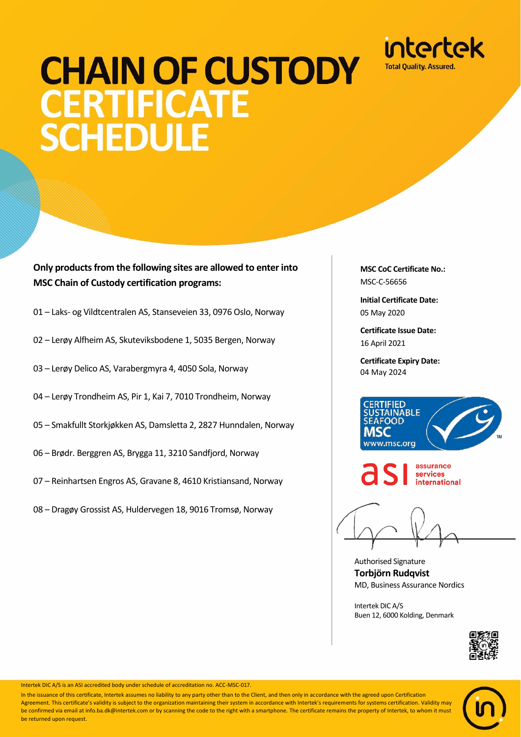intertek
Total Quality. Assured.

# CHAIN OF CUSTODY CERTIFICATE SCHEDULE

**Only products from the following sites are allowed to enter into MSC Chain of Custody certification programs:**

01 – Laks- og Vildtcentralen AS, Stanseveien 33, 0976 Oslo, Norway

02 – Lerøy Alfheim AS, Skuteviksbodene 1, 5035 Bergen, Norway

03 – Lerøy Delico AS, Varabergmyra 4, 4050 Sola, Norway

04 – Lerøy Trondheim AS, Pir 1, Kai 7, 7010 Trondheim, Norway

05 – Smakfullt Storkjøkken AS, Damsletta 2, 2827 Hunndalen, Norway

06 – Brødr. Berggren AS, Brygga 11, 3210 Sandfjord, Norway

07 – Reinhartsen Engros AS, Gravane 8, 4610 Kristiansand, Norway

08 – Dragøy Grossist AS, Huldervegen 18, 9016 Tromsø, Norway

**MSC CoC Certificate No.:**
MSC-C-56656

**Initial Certificate Date:**
05 May 2020

**Certificate Issue Date:**
16 April 2021

**Certificate Expiry Date:**
04 May 2024

CERTIFIED SUSTAINABLE SEAFOOD MSC www.msc.org

asi assurance services international

Authorised Signature
**Torbjörn Rudqvist**
MD, Business Assurance Nordics

Intertek DIC A/S
Buen 12, 6000 Kolding, Denmark

Intertek DIC A/S is an ASI accredited body under schedule of accreditation no. ACC-MSC-017.

In the issuance of this certificate, Intertek assumes no liability to any party other than to the Client, and then only in accordance with the agreed upon Certification Agreement. This certificate's validity is subject to the organization maintaining their system in accordance with Intertek's requirements for systems certification. Validity may be confirmed via email at info.ba.dk@intertek.com or by scanning the code to the right with a smartphone. The certificate remains the property of Intertek, to whom it must be returned upon request.